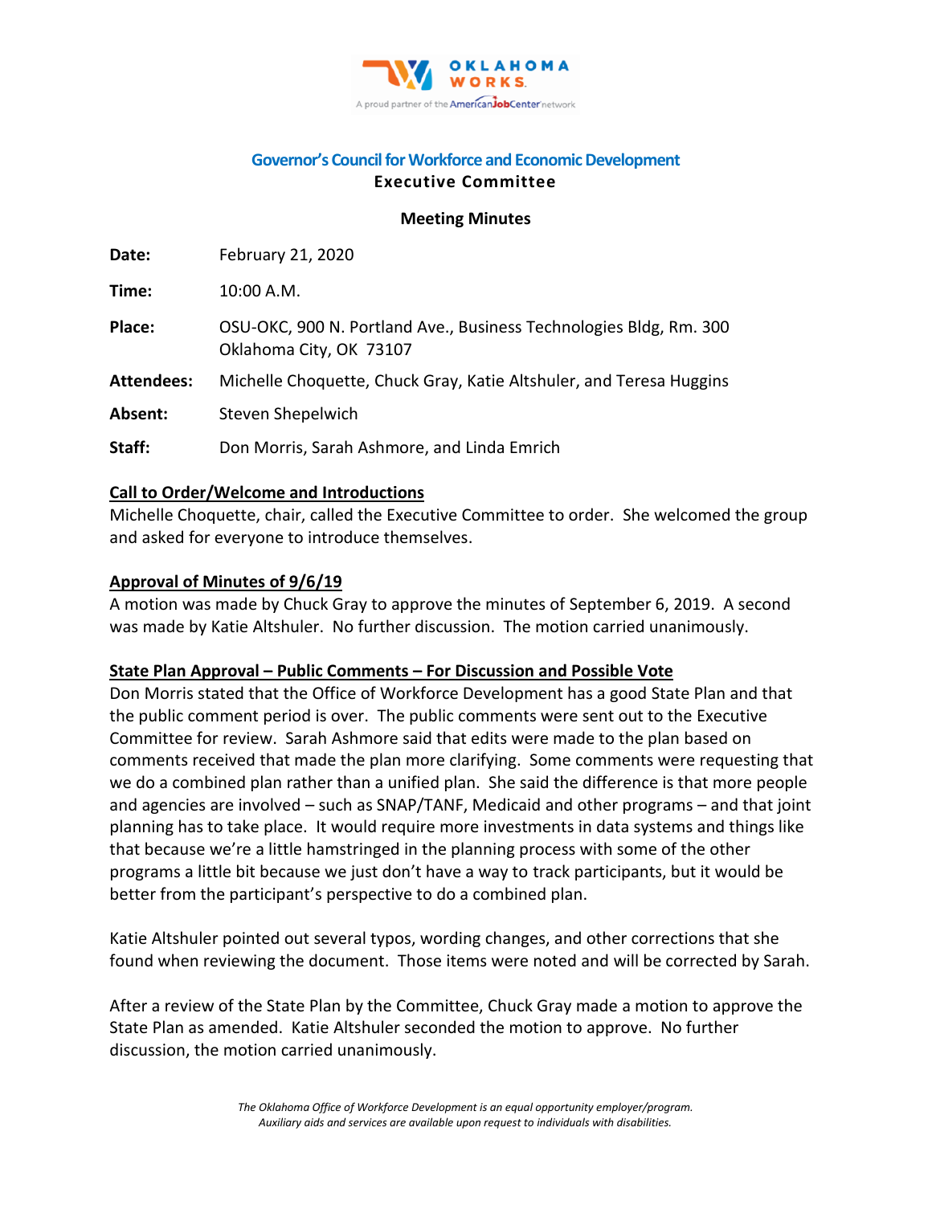**Governor's Council for Workforce and Economic Development**

**Executive Committee**

**Meeting Minutes**

**Date:** February 21, 2020

**Time:** 10:00 A.M.

**Place:** OSU-OKC, 900 N. Portland Ave., Business Technologies Bldg, Rm. 300 Oklahoma City, OK 73107

**Attendees:** Michelle Choquette, Chuck Gray, Katie Altshuler, and Teresa Huggins

**Absent:** Steven Shepelwich

**Staff:** Don Morris, Sarah Ashmore, and Linda Emrich

**Call to Order/Welcome and Introductions**

Michelle Choquette, chair, called the Executive Committee to order. She welcomed the group and asked for everyone to introduce themselves.

**Approval of Minutes of 9/6/19**

A motion was made by Chuck Gray to approve the minutes of September 6, 2019. A second was made by Katie Altshuler. No further discussion. The motion carried unanimously.

**State Plan Approval – Public Comments – For Discussion and Possible Vote**

Don Morris stated that the Office of Workforce Development has a good State Plan and that the public comment period is over. The public comments were sent out to the Executive Committee for review. Sarah Ashmore said that edits were made to the plan based on comments received that made the plan more clarifying. Some comments were requesting that we do a combined plan rather than a unified plan. She said the difference is that more people and agencies are involved – such as SNAP/TANF, Medicaid and other programs – and that joint planning has to take place. It would require more investments in data systems and things like that because we're a little hamstringed in the planning process with some of the other programs a little bit because we just don't have a way to track participants, but it would be better from the participant's perspective to do a combined plan.

Katie Altshuler pointed out several typos, wording changes, and other corrections that she found when reviewing the document. Those items were noted and will be corrected by Sarah.

After a review of the State Plan by the Committee, Chuck Gray made a motion to approve the State Plan as amended. Katie Altshuler seconded the motion to approve. No further discussion, the motion carried unanimously.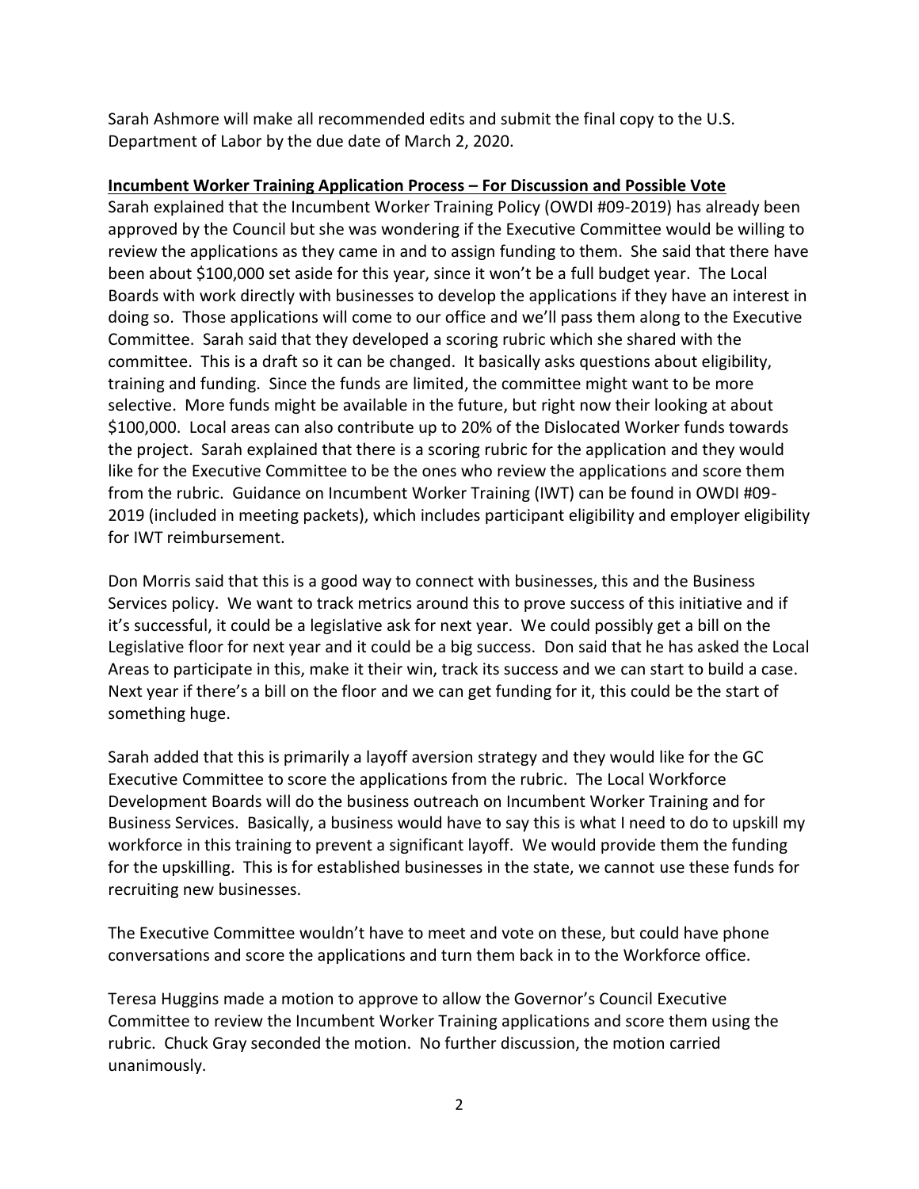Sarah Ashmore will make all recommended edits and submit the final copy to the U.S. Department of Labor by the due date of March 2, 2020.

**Incumbent Worker Training Application Process – For Discussion and Possible Vote**

Sarah explained that the Incumbent Worker Training Policy (OWDI #09-2019) has already been approved by the Council but she was wondering if the Executive Committee would be willing to review the applications as they came in and to assign funding to them. She said that there have been about $100,000 set aside for this year, since it won't be a full budget year. The Local Boards with work directly with businesses to develop the applications if they have an interest in doing so. Those applications will come to our office and we'll pass them along to the Executive Committee. Sarah said that they developed a scoring rubric which she shared with the committee. This is a draft so it can be changed. It basically asks questions about eligibility, training and funding. Since the funds are limited, the committee might want to be more selective. More funds might be available in the future, but right now their looking at about $100,000. Local areas can also contribute up to 20% of the Dislocated Worker funds towards the project. Sarah explained that there is a scoring rubric for the application and they would like for the Executive Committee to be the ones who review the applications and score them from the rubric. Guidance on Incumbent Worker Training (IWT) can be found in OWDI #09-2019 (included in meeting packets), which includes participant eligibility and employer eligibility for IWT reimbursement.

Don Morris said that this is a good way to connect with businesses, this and the Business Services policy. We want to track metrics around this to prove success of this initiative and if it's successful, it could be a legislative ask for next year. We could possibly get a bill on the Legislative floor for next year and it could be a big success. Don said that he has asked the Local Areas to participate in this, make it their win, track its success and we can start to build a case. Next year if there's a bill on the floor and we can get funding for it, this could be the start of something huge.

Sarah added that this is primarily a layoff aversion strategy and they would like for the GC Executive Committee to score the applications from the rubric. The Local Workforce Development Boards will do the business outreach on Incumbent Worker Training and for Business Services. Basically, a business would have to say this is what I need to do to upskill my workforce in this training to prevent a significant layoff. We would provide them the funding for the upskilling. This is for established businesses in the state, we cannot use these funds for recruiting new businesses.

The Executive Committee wouldn't have to meet and vote on these, but could have phone conversations and score the applications and turn them back in to the Workforce office.

Teresa Huggins made a motion to approve to allow the Governor's Council Executive Committee to review the Incumbent Worker Training applications and score them using the rubric. Chuck Gray seconded the motion. No further discussion, the motion carried unanimously.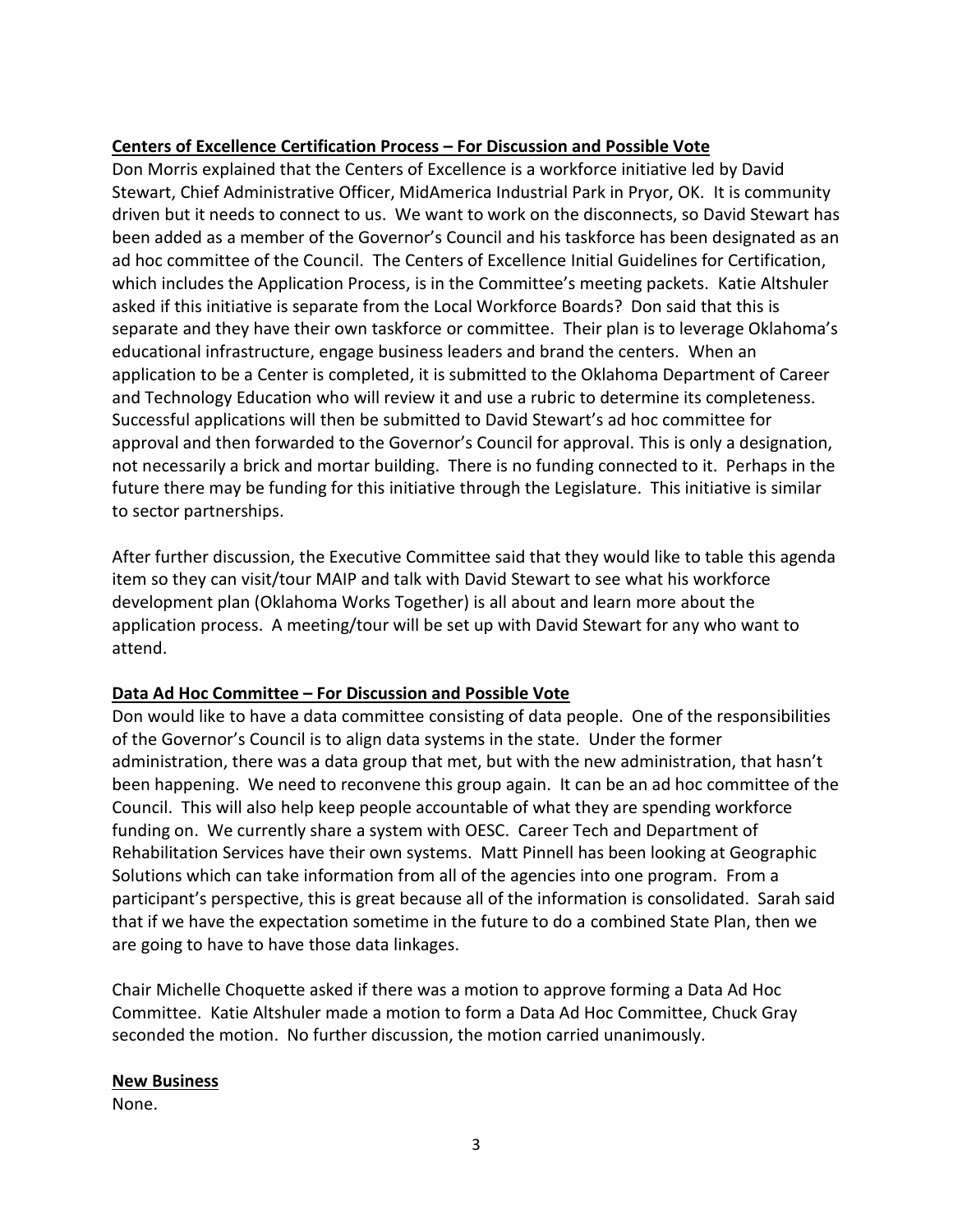**Centers of Excellence Certification Process – For Discussion and Possible Vote**

Don Morris explained that the Centers of Excellence is a workforce initiative led by David Stewart, Chief Administrative Officer, MidAmerica Industrial Park in Pryor, OK. It is community driven but it needs to connect to us. We want to work on the disconnects, so David Stewart has been added as a member of the Governor's Council and his taskforce has been designated as an ad hoc committee of the Council. The Centers of Excellence Initial Guidelines for Certification, which includes the Application Process, is in the Committee's meeting packets. Katie Altshuler asked if this initiative is separate from the Local Workforce Boards? Don said that this is separate and they have their own taskforce or committee. Their plan is to leverage Oklahoma's educational infrastructure, engage business leaders and brand the centers. When an application to be a Center is completed, it is submitted to the Oklahoma Department of Career and Technology Education who will review it and use a rubric to determine its completeness. Successful applications will then be submitted to David Stewart's ad hoc committee for approval and then forwarded to the Governor's Council for approval. This is only a designation, not necessarily a brick and mortar building. There is no funding connected to it. Perhaps in the future there may be funding for this initiative through the Legislature. This initiative is similar to sector partnerships.

After further discussion, the Executive Committee said that they would like to table this agenda item so they can visit/tour MAIP and talk with David Stewart to see what his workforce development plan (Oklahoma Works Together) is all about and learn more about the application process. A meeting/tour will be set up with David Stewart for any who want to attend.

**Data Ad Hoc Committee – For Discussion and Possible Vote**

Don would like to have a data committee consisting of data people. One of the responsibilities of the Governor's Council is to align data systems in the state. Under the former administration, there was a data group that met, but with the new administration, that hasn't been happening. We need to reconvene this group again. It can be an ad hoc committee of the Council. This will also help keep people accountable of what they are spending workforce funding on. We currently share a system with OESC. Career Tech and Department of Rehabilitation Services have their own systems. Matt Pinnell has been looking at Geographic Solutions which can take information from all of the agencies into one program. From a participant's perspective, this is great because all of the information is consolidated. Sarah said that if we have the expectation sometime in the future to do a combined State Plan, then we are going to have to have those data linkages.

Chair Michelle Choquette asked if there was a motion to approve forming a Data Ad Hoc Committee. Katie Altshuler made a motion to form a Data Ad Hoc Committee, Chuck Gray seconded the motion. No further discussion, the motion carried unanimously.

**New Business**

None.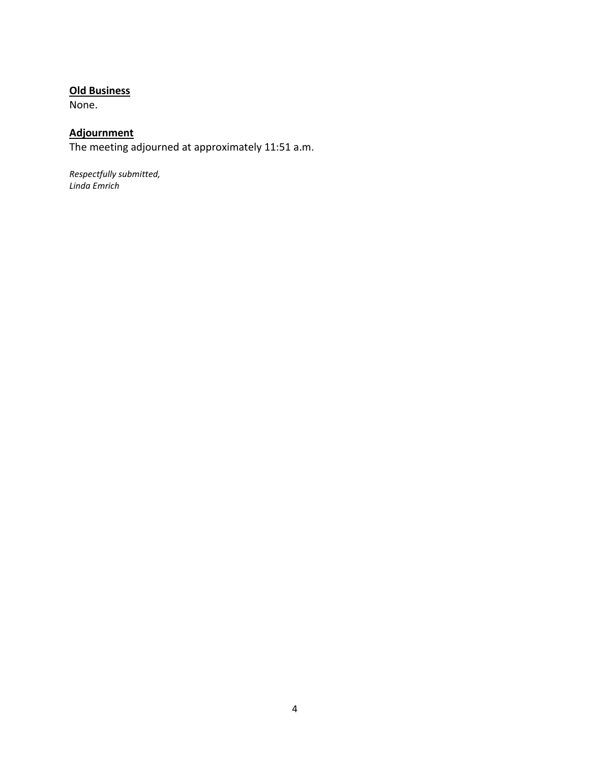**Old Business**

None.

**Adjournment**

The meeting adjourned at approximately 11:51 a.m.

*Respectfully submitted,*
*Linda Emrich*